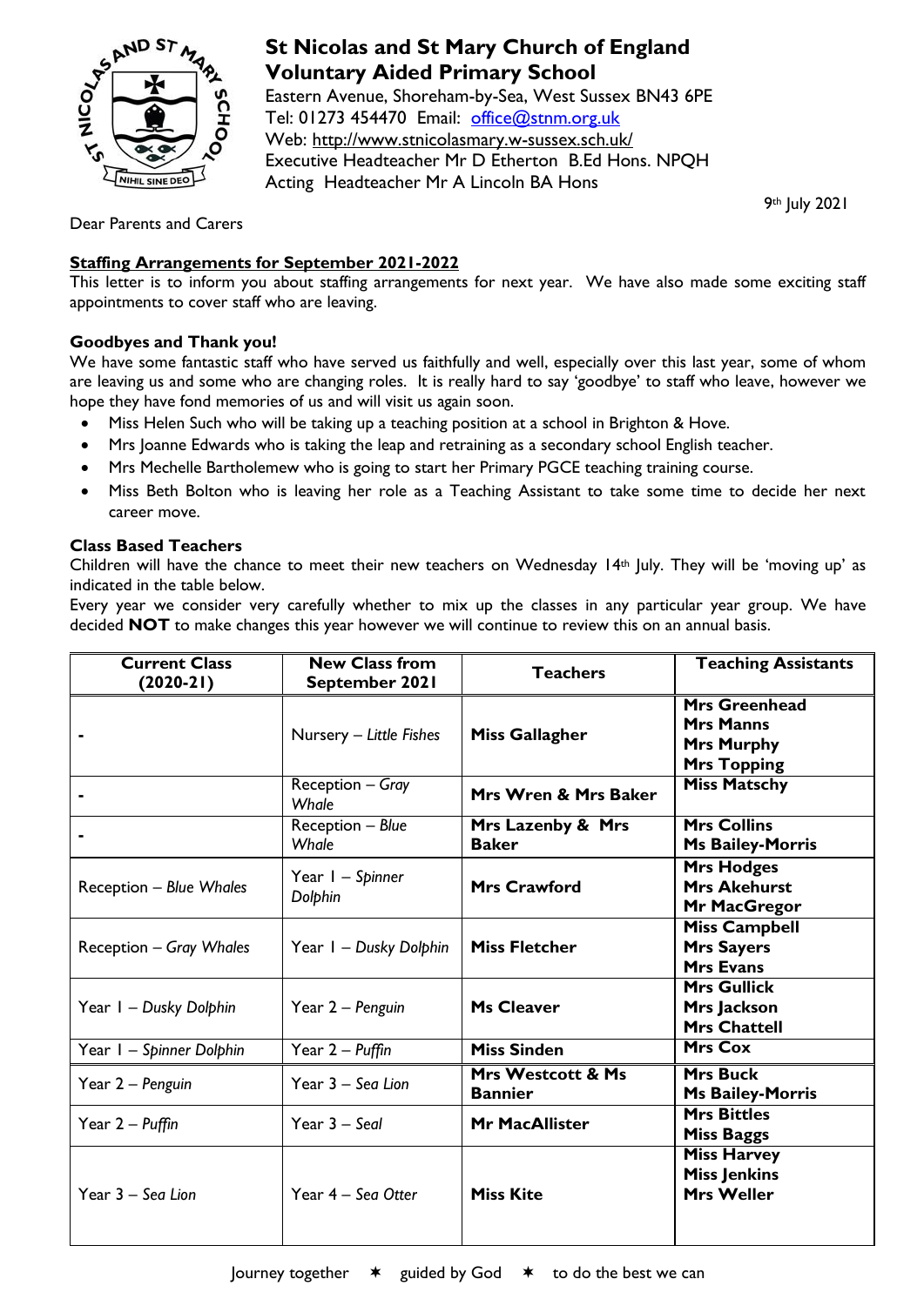# St Nicolas and St Mary Church of England Voluntary Aided Primary School

Eastern Avenue, Shoreham-by-Sea, West Sussex BN43 6PE
Tel: 01273 454470 Email: office@stnm.org.uk
Web: http://www.stnicolasmary.w-sussex.sch.uk/
Executive Headteacher Mr D Etherton B.Ed Hons. NPQH
Acting Headteacher Mr A Lincoln BA Hons

9th July 2021

Dear Parents and Carers

**Staffing Arrangements for September 2021-2022**

This letter is to inform you about staffing arrangements for next year. We have also made some exciting staff appointments to cover staff who are leaving.

**Goodbyes and Thank you!**

We have some fantastic staff who have served us faithfully and well, especially over this last year, some of whom are leaving us and some who are changing roles. It is really hard to say 'goodbye' to staff who leave, however we hope they have fond memories of us and will visit us again soon.

- Miss Helen Such who will be taking up a teaching position at a school in Brighton & Hove.
- Mrs Joanne Edwards who is taking the leap and retraining as a secondary school English teacher.
- Mrs Mechelle Bartholemew who is going to start her Primary PGCE teaching training course.
- Miss Beth Bolton who is leaving her role as a Teaching Assistant to take some time to decide her next career move.

**Class Based Teachers**

Children will have the chance to meet their new teachers on Wednesday 14th July. They will be 'moving up' as indicated in the table below.

Every year we consider very carefully whether to mix up the classes in any particular year group. We have decided **NOT** to make changes this year however we will continue to review this on an annual basis.

| Current Class (2020-21) | New Class from September 2021 | Teachers | Teaching Assistants |
|---|---|---|---|
| - | Nursery – *Little Fishes* | **Miss Gallagher** | **Mrs Greenhead**<br>**Mrs Manns**<br>**Mrs Murphy**<br>**Mrs Topping** |
| - | Reception – *Gray Whale* | **Mrs Wren & Mrs Baker** | **Miss Matschy** |
| - | Reception – *Blue Whale* | **Mrs Lazenby & Mrs Baker** | **Mrs Collins**<br>**Ms Bailey-Morris** |
| Reception – *Blue Whales* | Year 1 – *Spinner Dolphin* | **Mrs Crawford** | **Mrs Hodges**<br>**Mrs Akehurst**<br>**Mr MacGregor** |
| Reception – *Gray Whales* | Year 1 – *Dusky Dolphin* | **Miss Fletcher** | **Miss Campbell**<br>**Mrs Sayers**<br>**Mrs Evans** |
| Year 1 – *Dusky Dolphin* | Year 2 – *Penguin* | **Ms Cleaver** | **Mrs Gullick**<br>**Mrs Jackson**<br>**Mrs Chattell** |
| Year 1 – *Spinner Dolphin* | Year 2 – *Puffin* | **Miss Sinden** | **Mrs Cox** |
| Year 2 – *Penguin* | Year 3 – *Sea Lion* | **Mrs Westcott & Ms Bannier** | **Mrs Buck**<br>**Ms Bailey-Morris** |
| Year 2 – *Puffin* | Year 3 – *Seal* | **Mr MacAllister** | **Mrs Bittles**<br>**Miss Baggs** |
| Year 3 – *Sea Lion* | Year 4 – *Sea Otter* | **Miss Kite** | **Miss Harvey**<br>**Miss Jenkins**<br>**Mrs Weller** |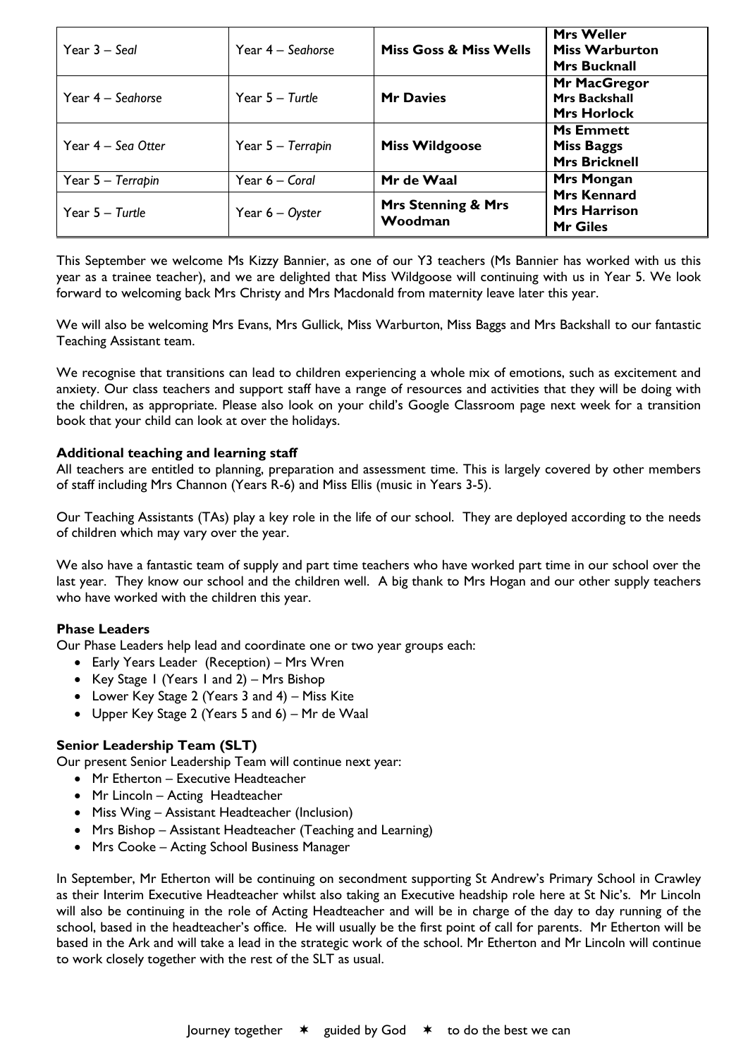| | | | |
|---|---|---|---|
| Year 3 – *Seal* | Year 4 – *Seahorse* | **Miss Goss & Miss Wells** | **Mrs Weller**<br>**Miss Warburton**<br>**Mrs Bucknall** |
| Year 4 – *Seahorse* | Year 5 – *Turtle* | **Mr Davies** | **Mr MacGregor**<br>**Mrs Backshall**<br>**Mrs Horlock** |
| Year 4 – *Sea Otter* | Year 5 – *Terrapin* | **Miss Wildgoose** | **Ms Emmett**<br>**Miss Baggs**<br>**Mrs Bricknell** |
| Year 5 – *Terrapin* | Year 6 – *Coral* | **Mr de Waal** | **Mrs Mongan** |
| Year 5 – *Turtle* | Year 6 – *Oyster* | **Mrs Stenning & Mrs Woodman** | **Mrs Kennard**<br>**Mrs Harrison**<br>**Mr Giles** |

This September we welcome Ms Kizzy Bannier, as one of our Y3 teachers (Ms Bannier has worked with us this year as a trainee teacher), and we are delighted that Miss Wildgoose will continuing with us in Year 5. We look forward to welcoming back Mrs Christy and Mrs Macdonald from maternity leave later this year.

We will also be welcoming Mrs Evans, Mrs Gullick, Miss Warburton, Miss Baggs and Mrs Backshall to our fantastic Teaching Assistant team.

We recognise that transitions can lead to children experiencing a whole mix of emotions, such as excitement and anxiety. Our class teachers and support staff have a range of resources and activities that they will be doing with the children, as appropriate. Please also look on your child's Google Classroom page next week for a transition book that your child can look at over the holidays.

**Additional teaching and learning staff**

All teachers are entitled to planning, preparation and assessment time. This is largely covered by other members of staff including Mrs Channon (Years R-6) and Miss Ellis (music in Years 3-5).

Our Teaching Assistants (TAs) play a key role in the life of our school. They are deployed according to the needs of children which may vary over the year.

We also have a fantastic team of supply and part time teachers who have worked part time in our school over the last year. They know our school and the children well. A big thank to Mrs Hogan and our other supply teachers who have worked with the children this year.

**Phase Leaders**

Our Phase Leaders help lead and coordinate one or two year groups each:

- Early Years Leader (Reception) – Mrs Wren
- Key Stage 1 (Years 1 and 2) – Mrs Bishop
- Lower Key Stage 2 (Years 3 and 4) – Miss Kite
- Upper Key Stage 2 (Years 5 and 6) – Mr de Waal

**Senior Leadership Team (SLT)**

Our present Senior Leadership Team will continue next year:

- Mr Etherton – Executive Headteacher
- Mr Lincoln – Acting Headteacher
- Miss Wing – Assistant Headteacher (Inclusion)
- Mrs Bishop – Assistant Headteacher (Teaching and Learning)
- Mrs Cooke – Acting School Business Manager

In September, Mr Etherton will be continuing on secondment supporting St Andrew's Primary School in Crawley as their Interim Executive Headteacher whilst also taking an Executive headship role here at St Nic's. Mr Lincoln will also be continuing in the role of Acting Headteacher and will be in charge of the day to day running of the school, based in the headteacher's office. He will usually be the first point of call for parents. Mr Etherton will be based in the Ark and will take a lead in the strategic work of the school. Mr Etherton and Mr Lincoln will continue to work closely together with the rest of the SLT as usual.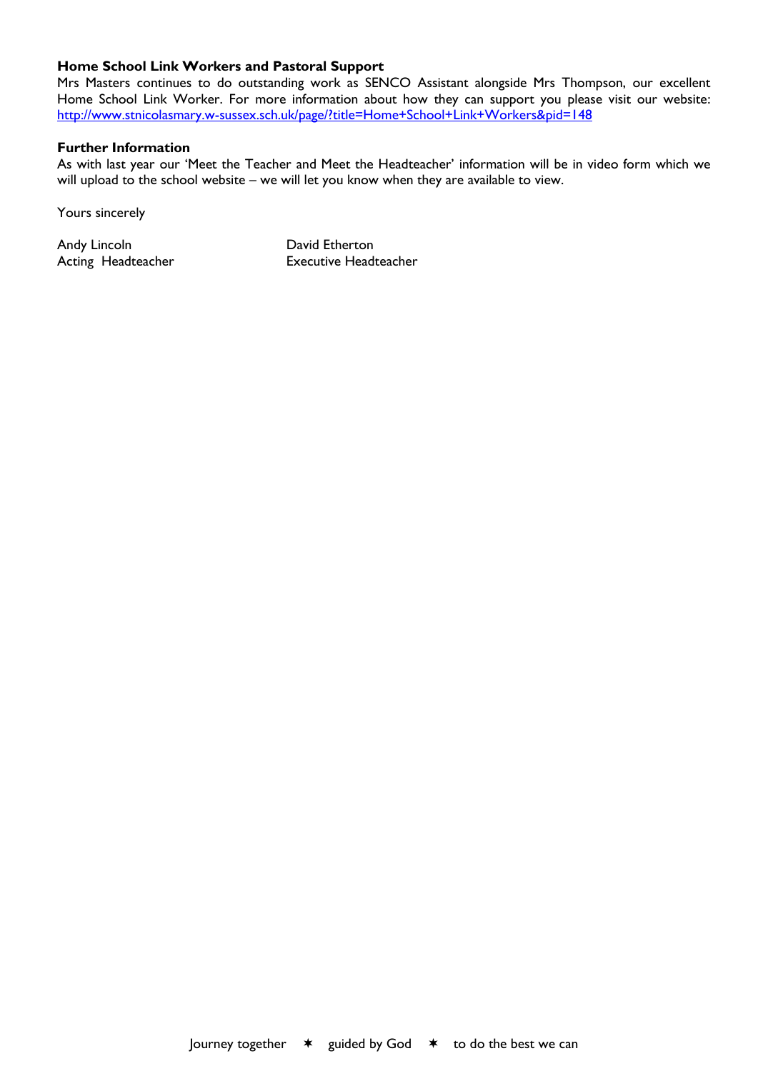**Home School Link Workers and Pastoral Support**
Mrs Masters continues to do outstanding work as SENCO Assistant alongside Mrs Thompson, our excellent Home School Link Worker. For more information about how they can support you please visit our website: http://www.stnicolasmary.w-sussex.sch.uk/page/?title=Home+School+Link+Workers&pid=148

**Further Information**
As with last year our 'Meet the Teacher and Meet the Headteacher' information will be in video form which we will upload to the school website – we will let you know when they are available to view.

Yours sincerely

| | |
|---|---|
| Andy Lincoln | David Etherton |
| Acting Headteacher | Executive Headteacher |

Journey together ✶ guided by God ✶ to do the best we can